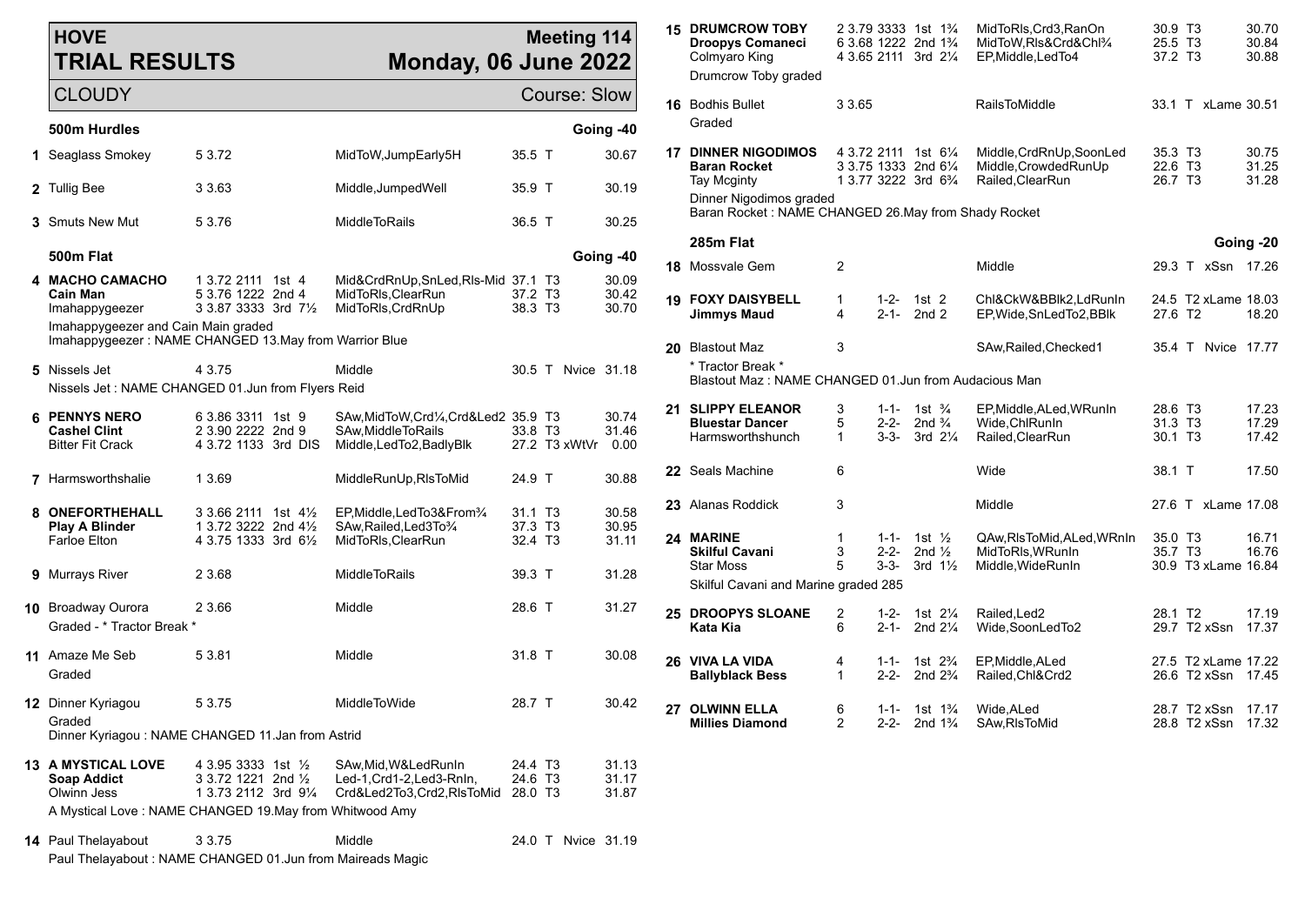# HOVE TRIAL RESULTS

**Meeting 114 — Monday, 06 June 2022**

CLOUDY — Course: Slow

## 500m Hurdles — Going -40

| Race | Greyhound | Trap/Split/Sectionals | Result | Remarks | Weight/Grade | Time |
|---|---|---|---|---|---|---|
| 1 | Seaglass Smokey | 5 3.72 | | MidToW,JumpEarly5H | 35.5 T | 30.67 |
| 2 | Tullig Bee | 3 3.63 | | Middle,JumpedWell | 35.9 T | 30.19 |
| 3 | Smuts New Mut | 5 3.76 | | MiddleToRails | 36.5 T | 30.25 |

## 500m Flat — Going -40

| Race | Greyhound | Trap/Split/Sectionals | Result | Remarks | Weight/Grade | Time |
|---|---|---|---|---|---|---|
| 4 | **MACHO CAMACHO** | 1 3.72 2111 | 1st 4 | Mid&CrdRnUp,SnLed,Rls-Mid | 37.1 T3 | 30.09 |
| | **Cain Man** | 5 3.76 1222 | 2nd 4 | MidToRls,ClearRun | 37.2 T3 | 30.42 |
| | Imahappygeezer | 3 3.87 3333 | 3rd 7½ | MidToRls,CrdRnUp | 38.3 T3 | 30.70 |

Imahappygeezer and Cain Main graded
Imahappygeezer : NAME CHANGED 13.May from Warrior Blue

| Race | Greyhound | Trap/Split/Sectionals | Result | Remarks | Weight/Grade | Time |
|---|---|---|---|---|---|---|
| 5 | Nissels Jet | 4 3.75 | | Middle | 30.5 T Nvice | 31.18 |

Nissels Jet : NAME CHANGED 01.Jun from Flyers Reid

| Race | Greyhound | Trap/Split/Sectionals | Result | Remarks | Weight/Grade | Time |
|---|---|---|---|---|---|---|
| 6 | **PENNYS NERO** | 6 3.86 3311 | 1st 9 | SAw,MidToW,Crd¼,Crd&Led2 | 35.9 T3 | 30.74 |
| | **Cashel Clint** | 2 3.90 2222 | 2nd 9 | SAw,MiddleToRails | 33.8 T3 | 31.46 |
| | Bitter Fit Crack | 4 3.72 1133 | 3rd DIS | Middle,LedTo2,BadlyBlk | 27.2 T3 xWtVr | 0.00 |
| 7 | Harmsworthshalie | 1 3.69 | | MiddleRunUp,RlsToMid | 24.9 T | 30.88 |
| 8 | **ONEFORTHEHALL** | 3 3.66 2111 | 1st 4½ | EP,Middle,LedTo3&From¾ | 31.1 T3 | 30.58 |
| | **Play A Blinder** | 1 3.72 3222 | 2nd 4½ | SAw,Railed,Led3To¾ | 37.3 T3 | 30.95 |
| | Farloe Elton | 4 3.75 1333 | 3rd 6½ | MidToRls,ClearRun | 32.4 T3 | 31.11 |
| 9 | Murrays River | 2 3.68 | | MiddleToRails | 39.3 T | 31.28 |
| 10 | Broadway Ourora | 2 3.66 | | Middle | 28.6 T | 31.27 |

Graded - * Tractor Break *

| Race | Greyhound | Trap/Split/Sectionals | Result | Remarks | Weight/Grade | Time |
|---|---|---|---|---|---|---|
| 11 | Amaze Me Seb | 5 3.81 | | Middle | 31.8 T | 30.08 |

Graded

| Race | Greyhound | Trap/Split/Sectionals | Result | Remarks | Weight/Grade | Time |
|---|---|---|---|---|---|---|
| 12 | Dinner Kyriagou | 5 3.75 | | MiddleToWide | 28.7 T | 30.42 |

Graded
Dinner Kyriagou : NAME CHANGED 11.Jan from Astrid

| Race | Greyhound | Trap/Split/Sectionals | Result | Remarks | Weight/Grade | Time |
|---|---|---|---|---|---|---|
| 13 | **A MYSTICAL LOVE** | 4 3.95 3333 | 1st ½ | SAw,Mid,W&LedRunIn | 24.4 T3 | 31.13 |
| | **Soap Addict** | 3 3.72 1221 | 2nd ½ | Led-1,Crd1-2,Led3-RnIn, | 24.6 T3 | 31.17 |
| | Olwinn Jess | 1 3.73 2112 | 3rd 9¼ | Crd&Led2To3,Crd2,RlsToMid | 28.0 T3 | 31.87 |

A Mystical Love : NAME CHANGED 19.May from Whitwood Amy

| Race | Greyhound | Trap/Split/Sectionals | Result | Remarks | Weight/Grade | Time |
|---|---|---|---|---|---|---|
| 14 | Paul Thelayabout | 3 3.75 | | Middle | 24.0 T Nvice | 31.19 |

Paul Thelayabout : NAME CHANGED 01.Jun from Maireads Magic

| Race | Greyhound | Trap/Split/Sectionals | Result | Remarks | Weight/Grade | Time |
|---|---|---|---|---|---|---|
| 15 | **DRUMCROW TOBY** | 2 3.79 3333 | 1st 1¾ | MidToRls,Crd3,RanOn | 30.9 T3 | 30.70 |
| | **Droopys Comaneci** | 6 3.68 1222 | 2nd 1¾ | MidToW,Rls&Crd&Chl¾ | 25.5 T3 | 30.84 |
| | Colmyaro King | 4 3.65 2111 | 3rd 2¼ | EP,Middle,LedTo4 | 37.2 T3 | 30.88 |

Drumcrow Toby graded

| Race | Greyhound | Trap/Split/Sectionals | Result | Remarks | Weight/Grade | Time |
|---|---|---|---|---|---|---|
| 16 | Bodhis Bullet | 3 3.65 | | RailsToMiddle | 33.1 T xLame | 30.51 |

Graded

| Race | Greyhound | Trap/Split/Sectionals | Result | Remarks | Weight/Grade | Time |
|---|---|---|---|---|---|---|
| 17 | **DINNER NIGODIMOS** | 4 3.72 2111 | 1st 6¼ | Middle,CrdRnUp,SoonLed | 35.3 T3 | 30.75 |
| | **Baran Rocket** | 3 3.75 1333 | 2nd 6¼ | Middle,CrowdedRunUp | 22.6 T3 | 31.25 |
| | Tay Mcginty | 1 3.77 3222 | 3rd 6¾ | Railed,ClearRun | 26.7 T3 | 31.28 |

Dinner Nigodimos graded
Baran Rocket : NAME CHANGED 26.May from Shady Rocket

## 285m Flat — Going -20

| Race | Greyhound | Trap/Sectionals | Result | Remarks | Weight/Grade | Time |
|---|---|---|---|---|---|---|
| 18 | Mossvale Gem | 2 | | Middle | 29.3 T xSsn | 17.26 |
| 19 | **FOXY DAISYBELL** | 1 1-2- | 1st 2 | Chl&CkW&BBlk2,LdRunIn | 24.5 T2 xLame | 18.03 |
| | **Jimmys Maud** | 4 2-1- | 2nd 2 | EP,Wide,SnLedTo2,BBlk | 27.6 T2 | 18.20 |
| 20 | Blastout Maz | 3 | | SAw,Railed,Checked1 | 35.4 T Nvice | 17.77 |

\* Tractor Break *
Blastout Maz : NAME CHANGED 01.Jun from Audacious Man

| Race | Greyhound | Trap/Sectionals | Result | Remarks | Weight/Grade | Time |
|---|---|---|---|---|---|---|
| 21 | **SLIPPY ELEANOR** | 3 1-1- | 1st ¾ | EP,Middle,ALed,WRunIn | 28.6 T3 | 17.23 |
| | **Bluestar Dancer** | 5 2-2- | 2nd ¾ | Wide,ChlRunIn | 31.3 T3 | 17.29 |
| | Harmsworthshunch | 1 3-3- | 3rd 2¼ | Railed,ClearRun | 30.1 T3 | 17.42 |
| 22 | Seals Machine | 6 | | Wide | 38.1 T | 17.50 |
| 23 | Alanas Roddick | 3 | | Middle | 27.6 T xLame | 17.08 |
| 24 | **MARINE** | 1 1-1- | 1st ½ | QAw,RlsToMid,ALed,WRnIn | 35.0 T3 | 16.71 |
| | **Skilful Cavani** | 3 2-2- | 2nd ½ | MidToRls,WRunIn | 35.7 T3 | 16.76 |
| | Star Moss | 5 3-3- | 3rd 1½ | Middle,WideRunIn | 30.9 T3 xLame | 16.84 |

Skilful Cavani and Marine graded 285

| Race | Greyhound | Trap/Sectionals | Result | Remarks | Weight/Grade | Time |
|---|---|---|---|---|---|---|
| 25 | **DROOPYS SLOANE** | 2 1-2- | 1st 2¼ | Railed,Led2 | 28.1 T2 | 17.19 |
| | **Kata Kia** | 6 2-1- | 2nd 2¼ | Wide,SoonLedTo2 | 29.7 T2 xSsn | 17.37 |
| 26 | **VIVA LA VIDA** | 4 1-1- | 1st 2¾ | EP,Middle,ALed | 27.5 T2 xLame | 17.22 |
| | **Ballyblack Bess** | 1 2-2- | 2nd 2¾ | Railed,Chl&Crd2 | 26.6 T2 xSsn | 17.45 |
| 27 | **OLWINN ELLA** | 6 1-1- | 1st 1¾ | Wide,ALed | 28.7 T2 xSsn | 17.17 |
| | **Millies Diamond** | 2 2-2- | 2nd 1¾ | SAw,RlsToMid | 28.8 T2 xSsn | 17.32 |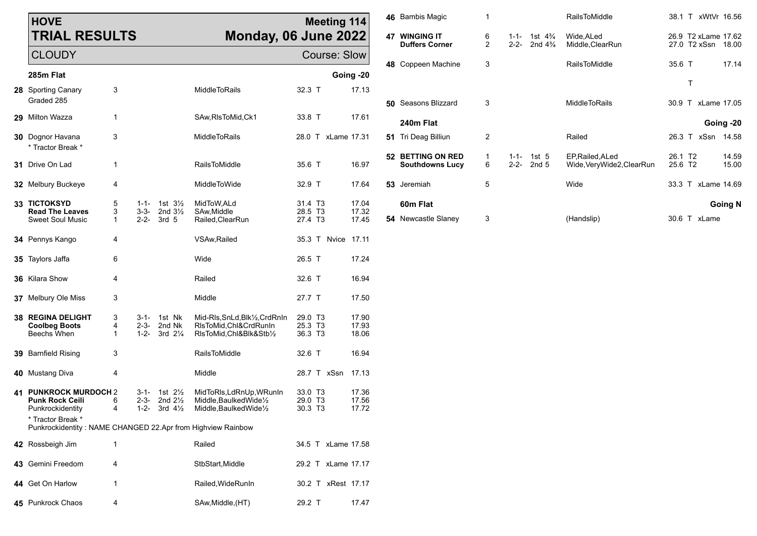# HOVE TRIAL RESULTS

**Meeting 114**
**Monday, 06 June 2022**

CLOUDY — Course: Slow

## 285m Flat — Going -20

| | | | | | | | | |
|---|---|---|---|---|---|---|---|---|
| **28** | Sporting Canary | 3 | | | MiddleToRails | 32.3 | T | 17.13 |
| | Graded 285 | | | | | | | |
| **29** | Milton Wazza | 1 | | | SAw,RlsToMid,Ck1 | 33.8 | T | 17.61 |
| **30** | Dognor Havana | 3 | | | MiddleToRails | 28.0 | T xLame | 17.31 |
| | * Tractor Break * | | | | | | | |
| **31** | Drive On Lad | 1 | | | RailsToMiddle | 35.6 | T | 16.97 |
| **32** | Melbury Buckeye | 4 | | | MiddleToWide | 32.9 | T | 17.64 |
| **33** | **TICTOKSYD** | 5 | 1-1- | 1st 3½ | MidToW,ALd | 31.4 | T3 | 17.04 |
| | **Read The Leaves** | 3 | 3-3- | 2nd 3½ | SAw,Middle | 28.5 | T3 | 17.32 |
| | Sweet Soul Music | 1 | 2-2- | 3rd 5 | Railed,ClearRun | 27.4 | T3 | 17.45 |
| **34** | Pennys Kango | 4 | | | VSAw,Railed | 35.3 | T Nvice | 17.11 |
| **35** | Taylors Jaffa | 6 | | | Wide | 26.5 | T | 17.24 |
| **36** | Kilara Show | 4 | | | Railed | 32.6 | T | 16.94 |
| **37** | Melbury Ole Miss | 3 | | | Middle | 27.7 | T | 17.50 |
| **38** | **REGINA DELIGHT** | 3 | 3-1- | 1st Nk | Mid-Rls,SnLd,Blk½,CrdRnIn | 29.0 | T3 | 17.90 |
| | **Coolbeg Boots** | 4 | 2-3- | 2nd Nk | RlsToMid,Chl&CrdRunIn | 25.3 | T3 | 17.93 |
| | Beechs When | 1 | 1-2- | 3rd 2¼ | RlsToMid,Chl&Blk&Stb½ | 36.3 | T3 | 18.06 |
| **39** | Barnfield Rising | 3 | | | RailsToMiddle | 32.6 | T | 16.94 |
| **40** | Mustang Diva | 4 | | | Middle | 28.7 | T xSsn | 17.13 |
| **41** | **PUNKROCK MURDOCH** | 2 | 3-1- | 1st 2½ | MidToRls,LdRnUp,WRunIn | 33.0 | T3 | 17.36 |
| | **Punk Rock Ceili** | 6 | 2-3- | 2nd 2½ | Middle,BaulkedWide½ | 29.0 | T3 | 17.56 |
| | Punkrockidentity | 4 | 1-2- | 3rd 4½ | Middle,BaulkedWide½ | 30.3 | T3 | 17.72 |
| | * Tractor Break * | | | | | | | |
| | Punkrockidentity : NAME CHANGED 22.Apr from Highview Rainbow | | | | | | | |
| **42** | Rossbeigh Jim | 1 | | | Railed | 34.5 | T xLame | 17.58 |
| **43** | Gemini Freedom | 4 | | | StbStart,Middle | 29.2 | T xLame | 17.17 |
| **44** | Get On Harlow | 1 | | | Railed,WideRunIn | 30.2 | T xRest | 17.17 |
| **45** | Punkrock Chaos | 4 | | | SAw,Middle,(HT) | 29.2 | T | 17.47 |
| **46** | Bambis Magic | 1 | | | RailsToMiddle | 38.1 | T xWtVr | 16.56 |
| **47** | **WINGING IT** | 6 | 1-1- | 1st 4¾ | Wide,ALed | 26.9 | T2 xLame | 17.62 |
| | **Duffers Corner** | 2 | 2-2- | 2nd 4¾ | Middle,ClearRun | 27.0 | T2 xSsn | 18.00 |
| **48** | Coppeen Machine | 3 | | | RailsToMiddle | 35.6 | T | 17.14 |
| | | | | | | | T | |
| **50** | Seasons Blizzard | 3 | | | MiddleToRails | 30.9 | T xLame | 17.05 |

## 240m Flat — Going -20

| | | | | | | | | |
|---|---|---|---|---|---|---|---|---|
| **51** | Tri Deag Billiun | 2 | | | Railed | 26.3 | T xSsn | 14.58 |
| **52** | **BETTING ON RED** | 1 | 1-1- | 1st 5 | EP,Railed,ALed | 26.1 | T2 | 14.59 |
| | **Southdowns Lucy** | 6 | 2-2- | 2nd 5 | Wide,VeryWide2,ClearRun | 25.6 | T2 | 15.00 |
| **53** | Jeremiah | 5 | | | Wide | 33.3 | T xLame | 14.69 |

## 60m Flat — Going N

| | | | | | | | | |
|---|---|---|---|---|---|---|---|---|
| **54** | Newcastle Slaney | 3 | | | (Handslip) | 30.6 | T xLame | |